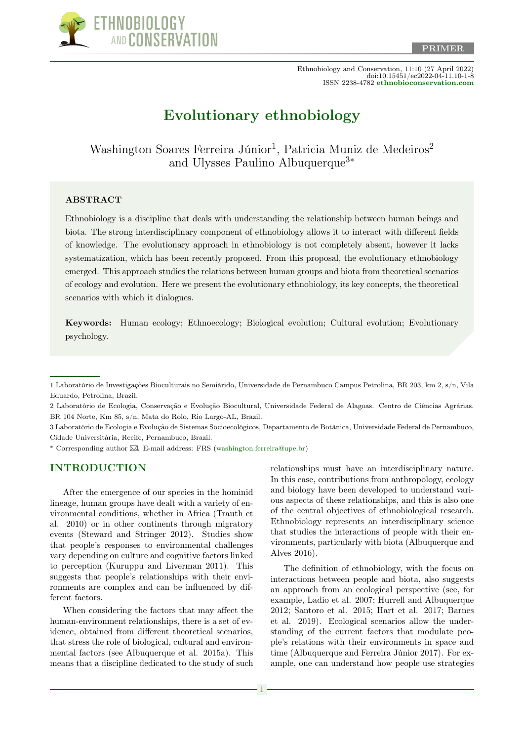PRIMER

# Evolutionary ethnobiology

Washington Soares Ferreira Júnior[1], Patricia Muniz de Medeiros[2] and Ulysses Paulino Albuquerque[3*]

## ABSTRACT

Ethnobiology is a discipline that deals with understanding the relationship between human beings and biota. The strong interdisciplinary component of ethnobiology allows it to interact with different fields of knowledge. The evolutionary approach in ethnobiology is not completely absent, however it lacks systematization, which has been recently proposed. From this proposal, the evolutionary ethnobiology emerged. This approach studies the relations between human groups and biota from theoretical scenarios of ecology and evolution. Here we present the evolutionary ethnobiology, its key concepts, the theoretical scenarios with which it dialogues.

**Keywords:** Human ecology; Ethnoecology; Biological evolution; Cultural evolution; Evolutionary psychology.

1 Laboratório de Investigações Bioculturais no Semiárido, Universidade de Pernambuco Campus Petrolina, BR 203, km 2, s/n, Vila Eduardo, Petrolina, Brazil.

2 Laboratório de Ecologia, Conservação e Evolução Biocultural, Universidade Federal de Alagoas. Centro de Ciências Agrárias. BR 104 Norte, Km 85, s/n, Mata do Rolo, Rio Largo-AL, Brazil.

3 Laboratório de Ecologia e Evolução de Sistemas Socioecológicos, Departamento de Botânica, Universidade Federal de Pernambuco, Cidade Universitária, Recife, Pernambuco, Brazil.

* Corresponding author ✉. E-mail address: FRS (washington.ferreira@upe.br)

## INTRODUCTION

After the emergence of our species in the hominid lineage, human groups have dealt with a variety of environmental conditions, whether in Africa (Trauth et al. 2010) or in other continents through migratory events (Steward and Stringer 2012). Studies show that people's responses to environmental challenges vary depending on culture and cognitive factors linked to perception (Kuruppu and Liverman 2011). This suggests that people's relationships with their environments are complex and can be influenced by different factors.

When considering the factors that may affect the human-environment relationships, there is a set of evidence, obtained from different theoretical scenarios, that stress the role of biological, cultural and environmental factors (see Albuquerque et al. 2015a). This means that a discipline dedicated to the study of such relationships must have an interdisciplinary nature. In this case, contributions from anthropology, ecology and biology have been developed to understand various aspects of these relationships, and this is also one of the central objectives of ethnobiological research. Ethnobiology represents an interdisciplinary science that studies the interactions of people with their environments, particularly with biota (Albuquerque and Alves 2016).

The definition of ethnobiology, with the focus on interactions between people and biota, also suggests an approach from an ecological perspective (see, for example, Ladio et al. 2007; Hurrell and Albuquerque 2012; Santoro et al. 2015; Hart et al. 2017; Barnes et al. 2019). Ecological scenarios allow the understanding of the current factors that modulate people's relations with their environments in space and time (Albuquerque and Ferreira Júnior 2017). For example, one can understand how people use strategies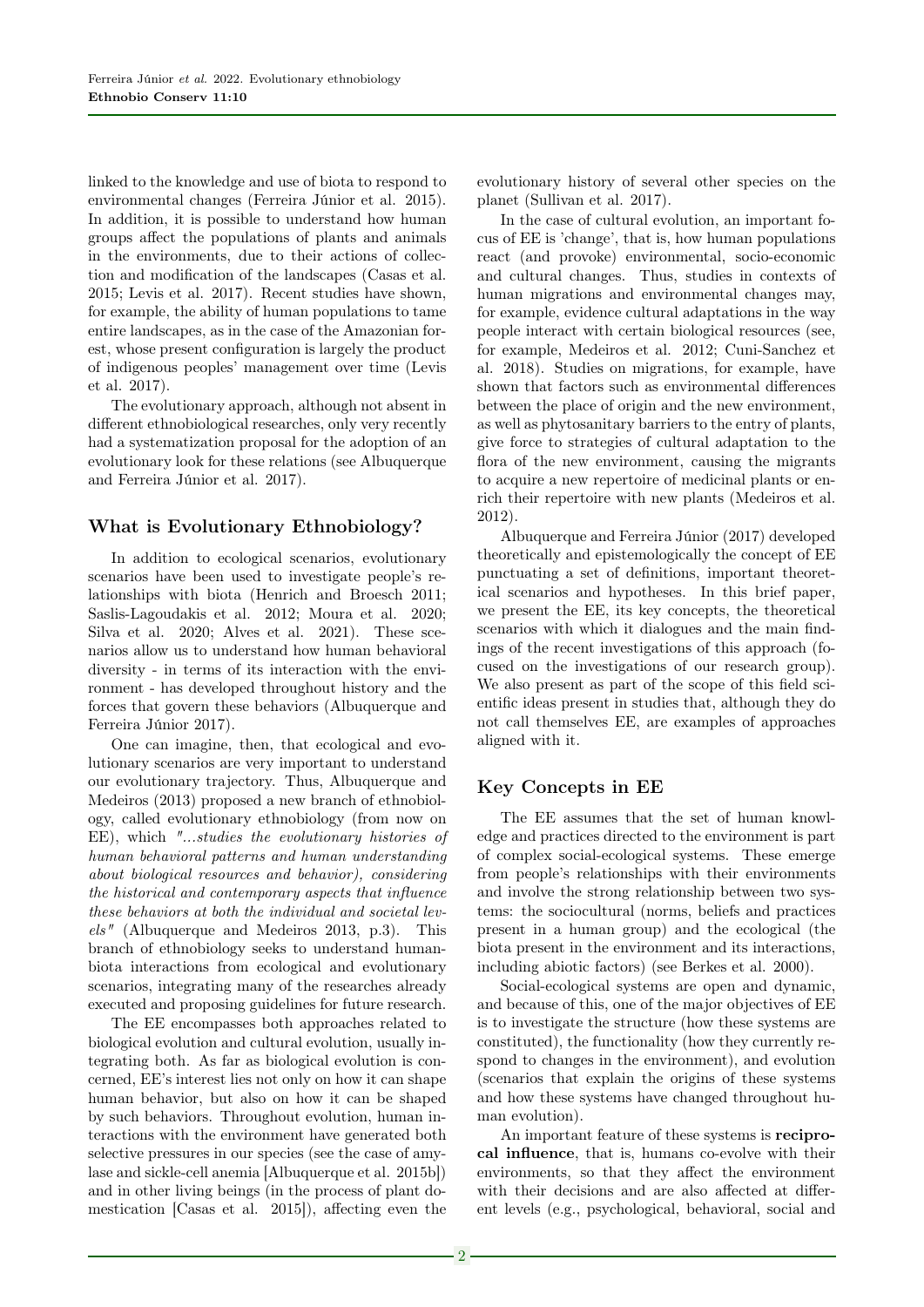linked to the knowledge and use of biota to respond to environmental changes (Ferreira Júnior et al. 2015). In addition, it is possible to understand how human groups affect the populations of plants and animals in the environments, due to their actions of collection and modification of the landscapes (Casas et al. 2015; Levis et al. 2017). Recent studies have shown, for example, the ability of human populations to tame entire landscapes, as in the case of the Amazonian forest, whose present configuration is largely the product of indigenous peoples' management over time (Levis et al. 2017).

The evolutionary approach, although not absent in different ethnobiological researches, only very recently had a systematization proposal for the adoption of an evolutionary look for these relations (see Albuquerque and Ferreira Júnior et al. 2017).

## What is Evolutionary Ethnobiology?

In addition to ecological scenarios, evolutionary scenarios have been used to investigate people's relationships with biota (Henrich and Broesch 2011; Saslis-Lagoudakis et al. 2012; Moura et al. 2020; Silva et al. 2020; Alves et al. 2021). These scenarios allow us to understand how human behavioral diversity - in terms of its interaction with the environment - has developed throughout history and the forces that govern these behaviors (Albuquerque and Ferreira Júnior 2017).

One can imagine, then, that ecological and evolutionary scenarios are very important to understand our evolutionary trajectory. Thus, Albuquerque and Medeiros (2013) proposed a new branch of ethnobiology, called evolutionary ethnobiology (from now on EE), which *"...studies the evolutionary histories of human behavioral patterns and human understanding about biological resources and behavior), considering the historical and contemporary aspects that influence these behaviors at both the individual and societal levels"* (Albuquerque and Medeiros 2013, p.3). This branch of ethnobiology seeks to understand human-biota interactions from ecological and evolutionary scenarios, integrating many of the researches already executed and proposing guidelines for future research.

The EE encompasses both approaches related to biological evolution and cultural evolution, usually integrating both. As far as biological evolution is concerned, EE's interest lies not only on how it can shape human behavior, but also on how it can be shaped by such behaviors. Throughout evolution, human interactions with the environment have generated both selective pressures in our species (see the case of amylase and sickle-cell anemia [Albuquerque et al. 2015b]) and in other living beings (in the process of plant domestication [Casas et al. 2015]), affecting even the evolutionary history of several other species on the planet (Sullivan et al. 2017).

In the case of cultural evolution, an important focus of EE is 'change', that is, how human populations react (and provoke) environmental, socio-economic and cultural changes. Thus, studies in contexts of human migrations and environmental changes may, for example, evidence cultural adaptations in the way people interact with certain biological resources (see, for example, Medeiros et al. 2012; Cuni-Sanchez et al. 2018). Studies on migrations, for example, have shown that factors such as environmental differences between the place of origin and the new environment, as well as phytosanitary barriers to the entry of plants, give force to strategies of cultural adaptation to the flora of the new environment, causing the migrants to acquire a new repertoire of medicinal plants or enrich their repertoire with new plants (Medeiros et al. 2012).

Albuquerque and Ferreira Júnior (2017) developed theoretically and epistemologically the concept of EE punctuating a set of definitions, important theoretical scenarios and hypotheses. In this brief paper, we present the EE, its key concepts, the theoretical scenarios with which it dialogues and the main findings of the recent investigations of this approach (focused on the investigations of our research group). We also present as part of the scope of this field scientific ideas present in studies that, although they do not call themselves EE, are examples of approaches aligned with it.

## Key Concepts in EE

The EE assumes that the set of human knowledge and practices directed to the environment is part of complex social-ecological systems. These emerge from people's relationships with their environments and involve the strong relationship between two systems: the sociocultural (norms, beliefs and practices present in a human group) and the ecological (the biota present in the environment and its interactions, including abiotic factors) (see Berkes et al. 2000).

Social-ecological systems are open and dynamic, and because of this, one of the major objectives of EE is to investigate the structure (how these systems are constituted), the functionality (how they currently respond to changes in the environment), and evolution (scenarios that explain the origins of these systems and how these systems have changed throughout human evolution).

An important feature of these systems is **reciprocal influence**, that is, humans co-evolve with their environments, so that they affect the environment with their decisions and are also affected at different levels (e.g., psychological, behavioral, social and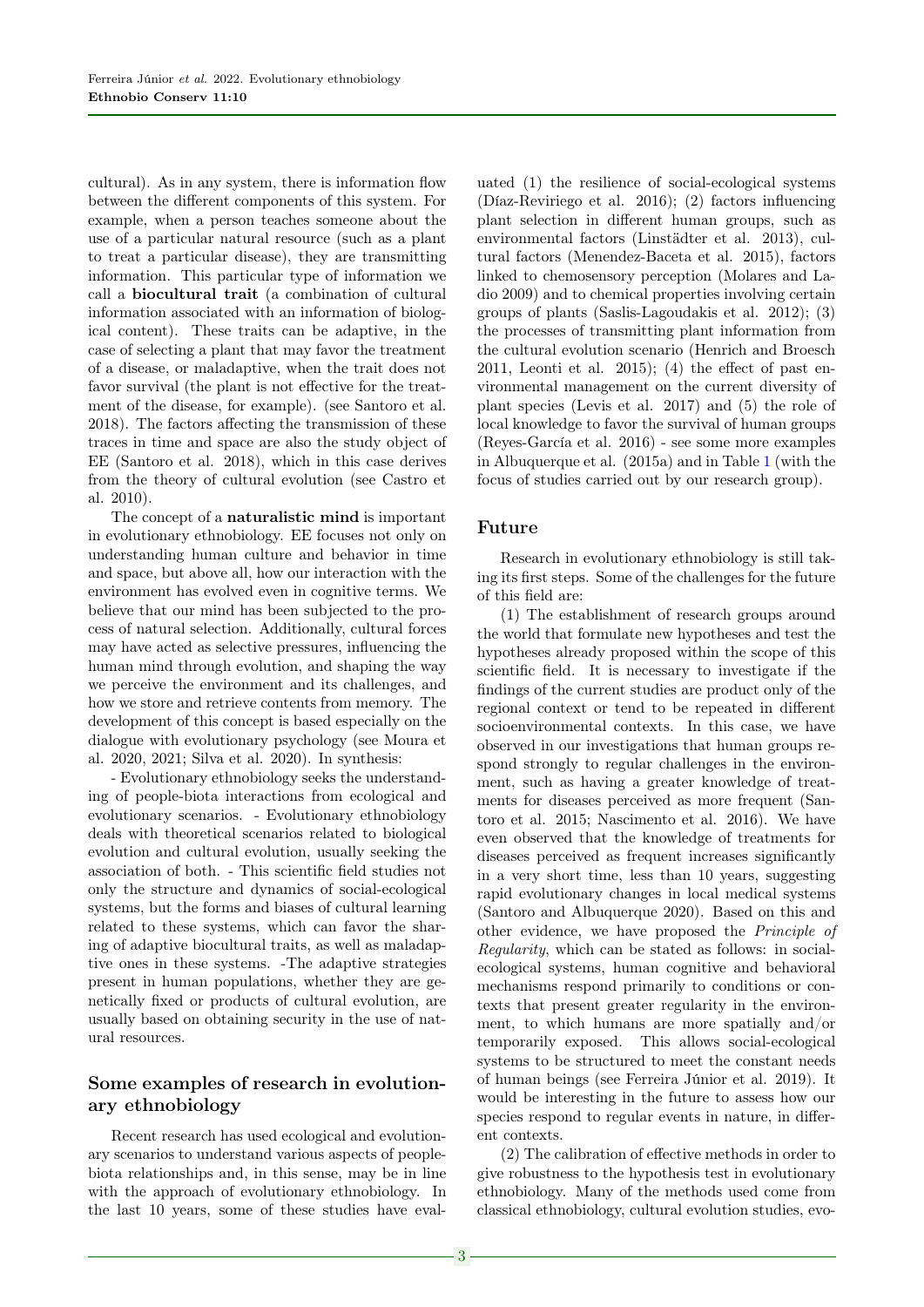cultural). As in any system, there is information flow between the different components of this system. For example, when a person teaches someone about the use of a particular natural resource (such as a plant to treat a particular disease), they are transmitting information. This particular type of information we call a **biocultural trait** (a combination of cultural information associated with an information of biological content). These traits can be adaptive, in the case of selecting a plant that may favor the treatment of a disease, or maladaptive, when the trait does not favor survival (the plant is not effective for the treatment of the disease, for example). (see Santoro et al. 2018). The factors affecting the transmission of these traces in time and space are also the study object of EE (Santoro et al. 2018), which in this case derives from the theory of cultural evolution (see Castro et al. 2010).

The concept of a **naturalistic mind** is important in evolutionary ethnobiology. EE focuses not only on understanding human culture and behavior in time and space, but above all, how our interaction with the environment has evolved even in cognitive terms. We believe that our mind has been subjected to the process of natural selection. Additionally, cultural forces may have acted as selective pressures, influencing the human mind through evolution, and shaping the way we perceive the environment and its challenges, and how we store and retrieve contents from memory. The development of this concept is based especially on the dialogue with evolutionary psychology (see Moura et al. 2020, 2021; Silva et al. 2020). In synthesis:

- Evolutionary ethnobiology seeks the understanding of people-biota interactions from ecological and evolutionary scenarios. - Evolutionary ethnobiology deals with theoretical scenarios related to biological evolution and cultural evolution, usually seeking the association of both. - This scientific field studies not only the structure and dynamics of social-ecological systems, but the forms and biases of cultural learning related to these systems, which can favor the sharing of adaptive biocultural traits, as well as maladaptive ones in these systems. -The adaptive strategies present in human populations, whether they are genetically fixed or products of cultural evolution, are usually based on obtaining security in the use of natural resources.

## Some examples of research in evolutionary ethnobiology

Recent research has used ecological and evolutionary scenarios to understand various aspects of people-biota relationships and, in this sense, may be in line with the approach of evolutionary ethnobiology. In the last 10 years, some of these studies have evaluated (1) the resilience of social-ecological systems (Díaz-Reviriego et al. 2016); (2) factors influencing plant selection in different human groups, such as environmental factors (Linstädter et al. 2013), cultural factors (Menendez-Baceta et al. 2015), factors linked to chemosensory perception (Molares and Ladio 2009) and to chemical properties involving certain groups of plants (Saslis-Lagoudakis et al. 2012); (3) the processes of transmitting plant information from the cultural evolution scenario (Henrich and Broesch 2011, Leonti et al. 2015); (4) the effect of past environmental management on the current diversity of plant species (Levis et al. 2017) and (5) the role of local knowledge to favor the survival of human groups (Reyes-García et al. 2016) - see some more examples in Albuquerque et al. (2015a) and in Table 1 (with the focus of studies carried out by our research group).

## Future

Research in evolutionary ethnobiology is still taking its first steps. Some of the challenges for the future of this field are:

(1) The establishment of research groups around the world that formulate new hypotheses and test the hypotheses already proposed within the scope of this scientific field. It is necessary to investigate if the findings of the current studies are product only of the regional context or tend to be repeated in different socioenvironmental contexts. In this case, we have observed in our investigations that human groups respond strongly to regular challenges in the environment, such as having a greater knowledge of treatments for diseases perceived as more frequent (Santoro et al. 2015; Nascimento et al. 2016). We have even observed that the knowledge of treatments for diseases perceived as frequent increases significantly in a very short time, less than 10 years, suggesting rapid evolutionary changes in local medical systems (Santoro and Albuquerque 2020). Based on this and other evidence, we have proposed the *Principle of Regularity*, which can be stated as follows: in social-ecological systems, human cognitive and behavioral mechanisms respond primarily to conditions or contexts that present greater regularity in the environment, to which humans are more spatially and/or temporarily exposed. This allows social-ecological systems to be structured to meet the constant needs of human beings (see Ferreira Júnior et al. 2019). It would be interesting in the future to assess how our species respond to regular events in nature, in different contexts.

(2) The calibration of effective methods in order to give robustness to the hypothesis test in evolutionary ethnobiology. Many of the methods used come from classical ethnobiology, cultural evolution studies, evo-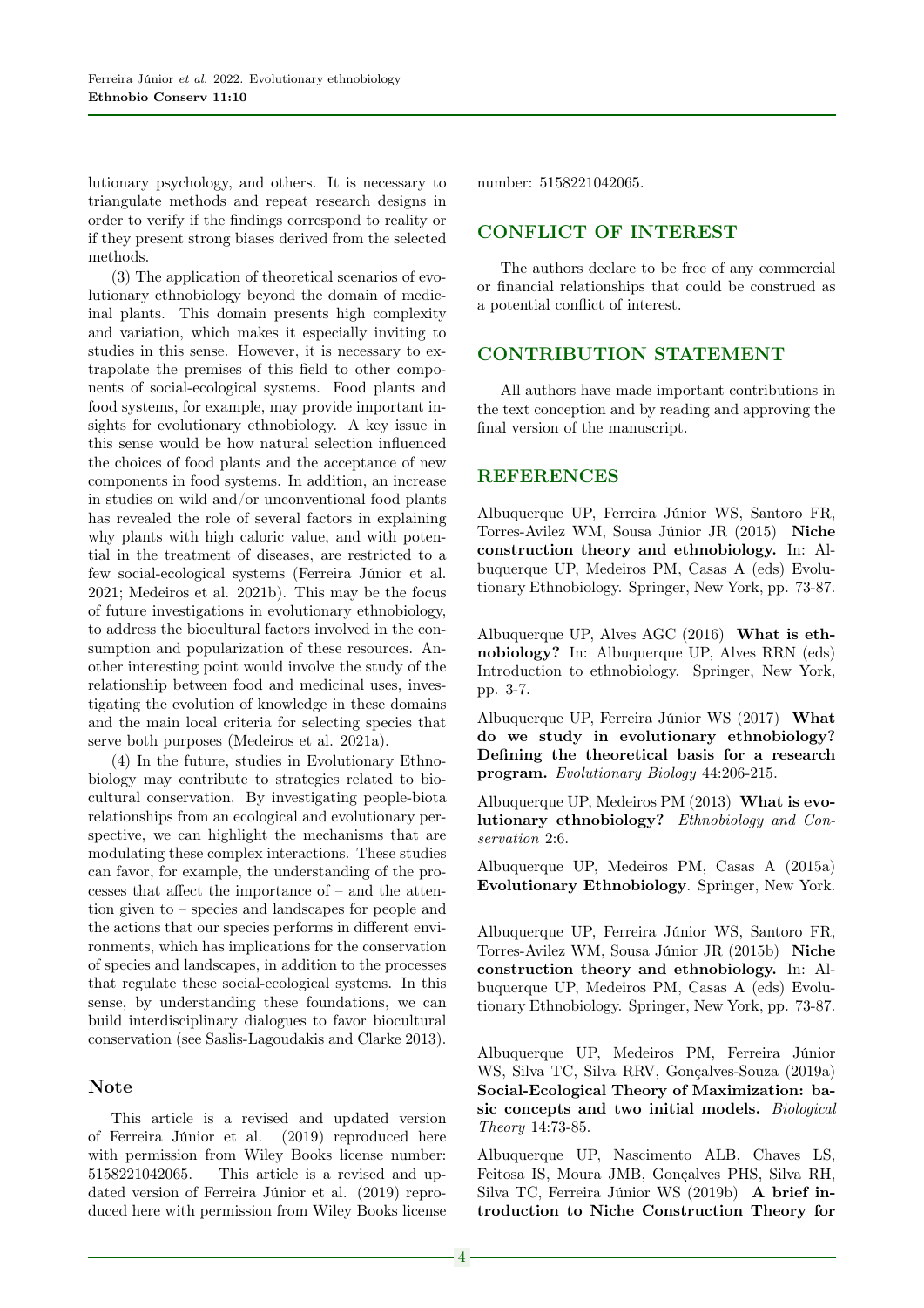lutionary psychology, and others. It is necessary to triangulate methods and repeat research designs in order to verify if the findings correspond to reality or if they present strong biases derived from the selected methods.

(3) The application of theoretical scenarios of evolutionary ethnobiology beyond the domain of medicinal plants. This domain presents high complexity and variation, which makes it especially inviting to studies in this sense. However, it is necessary to extrapolate the premises of this field to other components of social-ecological systems. Food plants and food systems, for example, may provide important insights for evolutionary ethnobiology. A key issue in this sense would be how natural selection influenced the choices of food plants and the acceptance of new components in food systems. In addition, an increase in studies on wild and/or unconventional food plants has revealed the role of several factors in explaining why plants with high caloric value, and with potential in the treatment of diseases, are restricted to a few social-ecological systems (Ferreira Júnior et al. 2021; Medeiros et al. 2021b). This may be the focus of future investigations in evolutionary ethnobiology, to address the biocultural factors involved in the consumption and popularization of these resources. Another interesting point would involve the study of the relationship between food and medicinal uses, investigating the evolution of knowledge in these domains and the main local criteria for selecting species that serve both purposes (Medeiros et al. 2021a).

(4) In the future, studies in Evolutionary Ethnobiology may contribute to strategies related to biocultural conservation. By investigating people-biota relationships from an ecological and evolutionary perspective, we can highlight the mechanisms that are modulating these complex interactions. These studies can favor, for example, the understanding of the processes that affect the importance of – and the attention given to – species and landscapes for people and the actions that our species performs in different environments, which has implications for the conservation of species and landscapes, in addition to the processes that regulate these social-ecological systems. In this sense, by understanding these foundations, we can build interdisciplinary dialogues to favor biocultural conservation (see Saslis-Lagoudakis and Clarke 2013).

## Note

This article is a revised and updated version of Ferreira Júnior et al. (2019) reproduced here with permission from Wiley Books license number: 5158221042065. This article is a revised and updated version of Ferreira Júnior et al. (2019) reproduced here with permission from Wiley Books license number: 5158221042065.

## CONFLICT OF INTEREST

The authors declare to be free of any commercial or financial relationships that could be construed as a potential conflict of interest.

## CONTRIBUTION STATEMENT

All authors have made important contributions in the text conception and by reading and approving the final version of the manuscript.

## REFERENCES

Albuquerque UP, Ferreira Júnior WS, Santoro FR, Torres-Avilez WM, Sousa Júnior JR (2015) **Niche construction theory and ethnobiology.** In: Albuquerque UP, Medeiros PM, Casas A (eds) Evolutionary Ethnobiology. Springer, New York, pp. 73-87.

Albuquerque UP, Alves AGC (2016) **What is ethnobiology?** In: Albuquerque UP, Alves RRN (eds) Introduction to ethnobiology. Springer, New York, pp. 3-7.

Albuquerque UP, Ferreira Júnior WS (2017) **What do we study in evolutionary ethnobiology? Defining the theoretical basis for a research program.** *Evolutionary Biology* 44:206-215.

Albuquerque UP, Medeiros PM (2013) **What is evolutionary ethnobiology?** *Ethnobiology and Conservation* 2:6.

Albuquerque UP, Medeiros PM, Casas A (2015a) **Evolutionary Ethnobiology**. Springer, New York.

Albuquerque UP, Ferreira Júnior WS, Santoro FR, Torres-Avilez WM, Sousa Júnior JR (2015b) **Niche construction theory and ethnobiology.** In: Albuquerque UP, Medeiros PM, Casas A (eds) Evolutionary Ethnobiology. Springer, New York, pp. 73-87.

Albuquerque UP, Medeiros PM, Ferreira Júnior WS, Silva TC, Silva RRV, Gonçalves-Souza (2019a) **Social-Ecological Theory of Maximization: basic concepts and two initial models.** *Biological Theory* 14:73-85.

Albuquerque UP, Nascimento ALB, Chaves LS, Feitosa IS, Moura JMB, Gonçalves PHS, Silva RH, Silva TC, Ferreira Júnior WS (2019b) **A brief introduction to Niche Construction Theory for**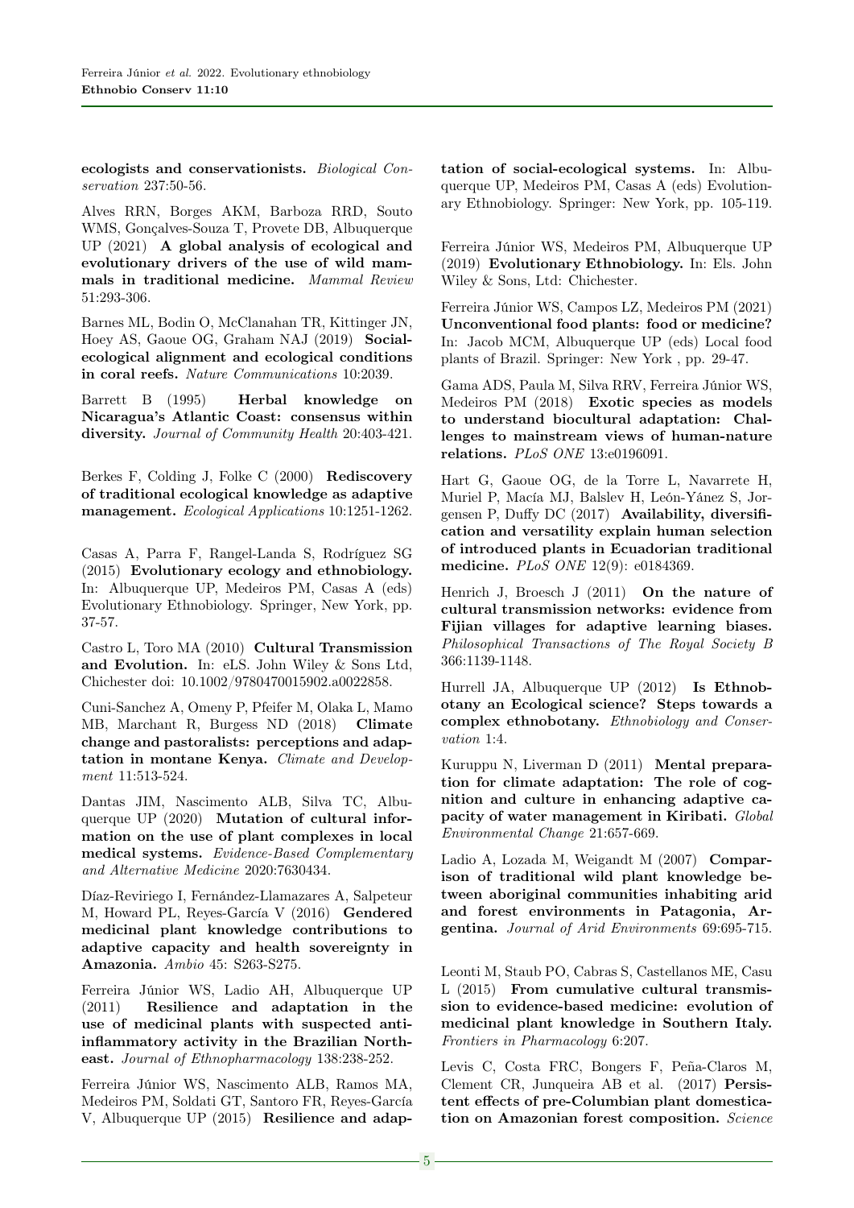**ecologists and conservationists.** *Biological Conservation* 237:50-56.

Alves RRN, Borges AKM, Barboza RRD, Souto WMS, Gonçalves-Souza T, Provete DB, Albuquerque UP (2021) **A global analysis of ecological and evolutionary drivers of the use of wild mammals in traditional medicine.** *Mammal Review* 51:293-306.

Barnes ML, Bodin O, McClanahan TR, Kittinger JN, Hoey AS, Gaoue OG, Graham NAJ (2019) **Social-ecological alignment and ecological conditions in coral reefs.** *Nature Communications* 10:2039.

Barrett B (1995) **Herbal knowledge on Nicaragua's Atlantic Coast: consensus within diversity.** *Journal of Community Health* 20:403-421.

Berkes F, Colding J, Folke C (2000) **Rediscovery of traditional ecological knowledge as adaptive management.** *Ecological Applications* 10:1251-1262.

Casas A, Parra F, Rangel-Landa S, Rodríguez SG (2015) **Evolutionary ecology and ethnobiology.** In: Albuquerque UP, Medeiros PM, Casas A (eds) Evolutionary Ethnobiology. Springer, New York, pp. 37-57.

Castro L, Toro MA (2010) **Cultural Transmission and Evolution.** In: eLS. John Wiley & Sons Ltd, Chichester doi: 10.1002/9780470015902.a0022858.

Cuni-Sanchez A, Omeny P, Pfeifer M, Olaka L, Mamo MB, Marchant R, Burgess ND (2018) **Climate change and pastoralists: perceptions and adaptation in montane Kenya.** *Climate and Development* 11:513-524.

Dantas JIM, Nascimento ALB, Silva TC, Albuquerque UP (2020) **Mutation of cultural information on the use of plant complexes in local medical systems.** *Evidence-Based Complementary and Alternative Medicine* 2020:7630434.

Díaz-Reviriego I, Fernández-Llamazares A, Salpeteur M, Howard PL, Reyes-García V (2016) **Gendered medicinal plant knowledge contributions to adaptive capacity and health sovereignty in Amazonia.** *Ambio* 45: S263-S275.

Ferreira Júnior WS, Ladio AH, Albuquerque UP (2011) **Resilience and adaptation in the use of medicinal plants with suspected anti-inflammatory activity in the Brazilian Northeast.** *Journal of Ethnopharmacology* 138:238-252.

Ferreira Júnior WS, Nascimento ALB, Ramos MA, Medeiros PM, Soldati GT, Santoro FR, Reyes-García V, Albuquerque UP (2015) **Resilience and adaptation of social-ecological systems.** In: Albuquerque UP, Medeiros PM, Casas A (eds) Evolutionary Ethnobiology. Springer: New York, pp. 105-119.

Ferreira Júnior WS, Medeiros PM, Albuquerque UP (2019) **Evolutionary Ethnobiology.** In: Els. John Wiley & Sons, Ltd: Chichester.

Ferreira Júnior WS, Campos LZ, Medeiros PM (2021) **Unconventional food plants: food or medicine?** In: Jacob MCM, Albuquerque UP (eds) Local food plants of Brazil. Springer: New York , pp. 29-47.

Gama ADS, Paula M, Silva RRV, Ferreira Júnior WS, Medeiros PM (2018) **Exotic species as models to understand biocultural adaptation: Challenges to mainstream views of human-nature relations.** *PLoS ONE* 13:e0196091.

Hart G, Gaoue OG, de la Torre L, Navarrete H, Muriel P, Macía MJ, Balslev H, León-Yánez S, Jorgensen P, Duffy DC (2017) **Availability, diversification and versatility explain human selection of introduced plants in Ecuadorian traditional medicine.** *PLoS ONE* 12(9): e0184369.

Henrich J, Broesch J (2011) **On the nature of cultural transmission networks: evidence from Fijian villages for adaptive learning biases.** *Philosophical Transactions of The Royal Society B* 366:1139-1148.

Hurrell JA, Albuquerque UP (2012) **Is Ethnobotany an Ecological science? Steps towards a complex ethnobotany.** *Ethnobiology and Conservation* 1:4.

Kuruppu N, Liverman D (2011) **Mental preparation for climate adaptation: The role of cognition and culture in enhancing adaptive capacity of water management in Kiribati.** *Global Environmental Change* 21:657-669.

Ladio A, Lozada M, Weigandt M (2007) **Comparison of traditional wild plant knowledge between aboriginal communities inhabiting arid and forest environments in Patagonia, Argentina.** *Journal of Arid Environments* 69:695-715.

Leonti M, Staub PO, Cabras S, Castellanos ME, Casu L (2015) **From cumulative cultural transmission to evidence-based medicine: evolution of medicinal plant knowledge in Southern Italy.** *Frontiers in Pharmacology* 6:207.

Levis C, Costa FRC, Bongers F, Peña-Claros M, Clement CR, Junqueira AB et al. (2017) **Persistent effects of pre-Columbian plant domestication on Amazonian forest composition.** *Science*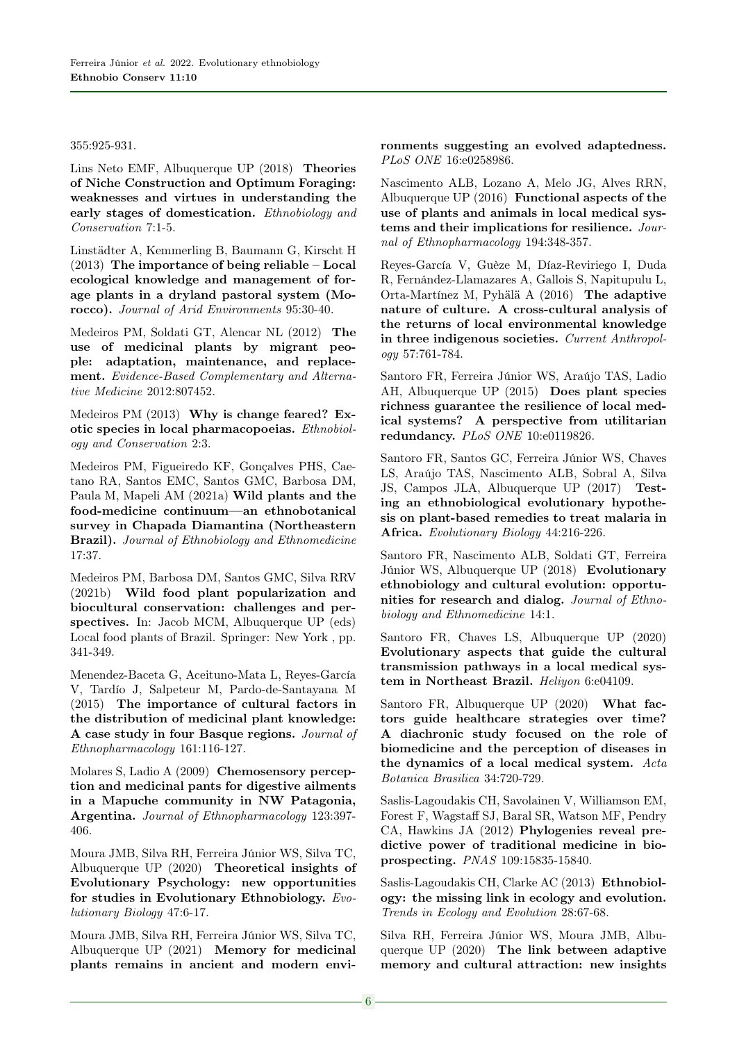355:925-931.

Lins Neto EMF, Albuquerque UP (2018) **Theories of Niche Construction and Optimum Foraging: weaknesses and virtues in understanding the early stages of domestication.** *Ethnobiology and Conservation* 7:1-5.

Linstädter A, Kemmerling B, Baumann G, Kirscht H (2013) **The importance of being reliable – Local ecological knowledge and management of forage plants in a dryland pastoral system (Morocco).** *Journal of Arid Environments* 95:30-40.

Medeiros PM, Soldati GT, Alencar NL (2012) **The use of medicinal plants by migrant people: adaptation, maintenance, and replacement.** *Evidence-Based Complementary and Alternative Medicine* 2012:807452.

Medeiros PM (2013) **Why is change feared? Exotic species in local pharmacopoeias.** *Ethnobiology and Conservation* 2:3.

Medeiros PM, Figueiredo KF, Gonçalves PHS, Caetano RA, Santos EMC, Santos GMC, Barbosa DM, Paula M, Mapeli AM (2021a) **Wild plants and the food-medicine continuum—an ethnobotanical survey in Chapada Diamantina (Northeastern Brazil).** *Journal of Ethnobiology and Ethnomedicine* 17:37.

Medeiros PM, Barbosa DM, Santos GMC, Silva RRV (2021b) **Wild food plant popularization and biocultural conservation: challenges and perspectives.** In: Jacob MCM, Albuquerque UP (eds) Local food plants of Brazil. Springer: New York , pp. 341-349.

Menendez-Baceta G, Aceituno-Mata L, Reyes-García V, Tardío J, Salpeteur M, Pardo-de-Santayana M (2015) **The importance of cultural factors in the distribution of medicinal plant knowledge: A case study in four Basque regions.** *Journal of Ethnopharmacology* 161:116-127.

Molares S, Ladio A (2009) **Chemosensory perception and medicinal pants for digestive ailments in a Mapuche community in NW Patagonia, Argentina.** *Journal of Ethnopharmacology* 123:397-406.

Moura JMB, Silva RH, Ferreira Júnior WS, Silva TC, Albuquerque UP (2020) **Theoretical insights of Evolutionary Psychology: new opportunities for studies in Evolutionary Ethnobiology.** *Evolutionary Biology* 47:6-17.

Moura JMB, Silva RH, Ferreira Júnior WS, Silva TC, Albuquerque UP (2021) **Memory for medicinal plants remains in ancient and modern environments suggesting an evolved adaptedness.** *PLoS ONE* 16:e0258986.

Nascimento ALB, Lozano A, Melo JG, Alves RRN, Albuquerque UP (2016) **Functional aspects of the use of plants and animals in local medical systems and their implications for resilience.** *Journal of Ethnopharmacology* 194:348-357.

Reyes-García V, Guèze M, Díaz-Reviriego I, Duda R, Fernández-Llamazares A, Gallois S, Napitupulu L, Orta-Martínez M, Pyhälä A (2016) **The adaptive nature of culture. A cross-cultural analysis of the returns of local environmental knowledge in three indigenous societies.** *Current Anthropology* 57:761-784.

Santoro FR, Ferreira Júnior WS, Araújo TAS, Ladio AH, Albuquerque UP (2015) **Does plant species richness guarantee the resilience of local medical systems? A perspective from utilitarian redundancy.** *PLoS ONE* 10:e0119826.

Santoro FR, Santos GC, Ferreira Júnior WS, Chaves LS, Araújo TAS, Nascimento ALB, Sobral A, Silva JS, Campos JLA, Albuquerque UP (2017) **Testing an ethnobiological evolutionary hypothesis on plant-based remedies to treat malaria in Africa.** *Evolutionary Biology* 44:216-226.

Santoro FR, Nascimento ALB, Soldati GT, Ferreira Júnior WS, Albuquerque UP (2018) **Evolutionary ethnobiology and cultural evolution: opportunities for research and dialog.** *Journal of Ethnobiology and Ethnomedicine* 14:1.

Santoro FR, Chaves LS, Albuquerque UP (2020) **Evolutionary aspects that guide the cultural transmission pathways in a local medical system in Northeast Brazil.** *Heliyon* 6:e04109.

Santoro FR, Albuquerque UP (2020) **What factors guide healthcare strategies over time? A diachronic study focused on the role of biomedicine and the perception of diseases in the dynamics of a local medical system.** *Acta Botanica Brasilica* 34:720-729.

Saslis-Lagoudakis CH, Savolainen V, Williamson EM, Forest F, Wagstaff SJ, Baral SR, Watson MF, Pendry CA, Hawkins JA (2012) **Phylogenies reveal predictive power of traditional medicine in bioprospecting.** *PNAS* 109:15835-15840.

Saslis-Lagoudakis CH, Clarke AC (2013) **Ethnobiology: the missing link in ecology and evolution.** *Trends in Ecology and Evolution* 28:67-68.

Silva RH, Ferreira Júnior WS, Moura JMB, Albuquerque UP (2020) **The link between adaptive memory and cultural attraction: new insights**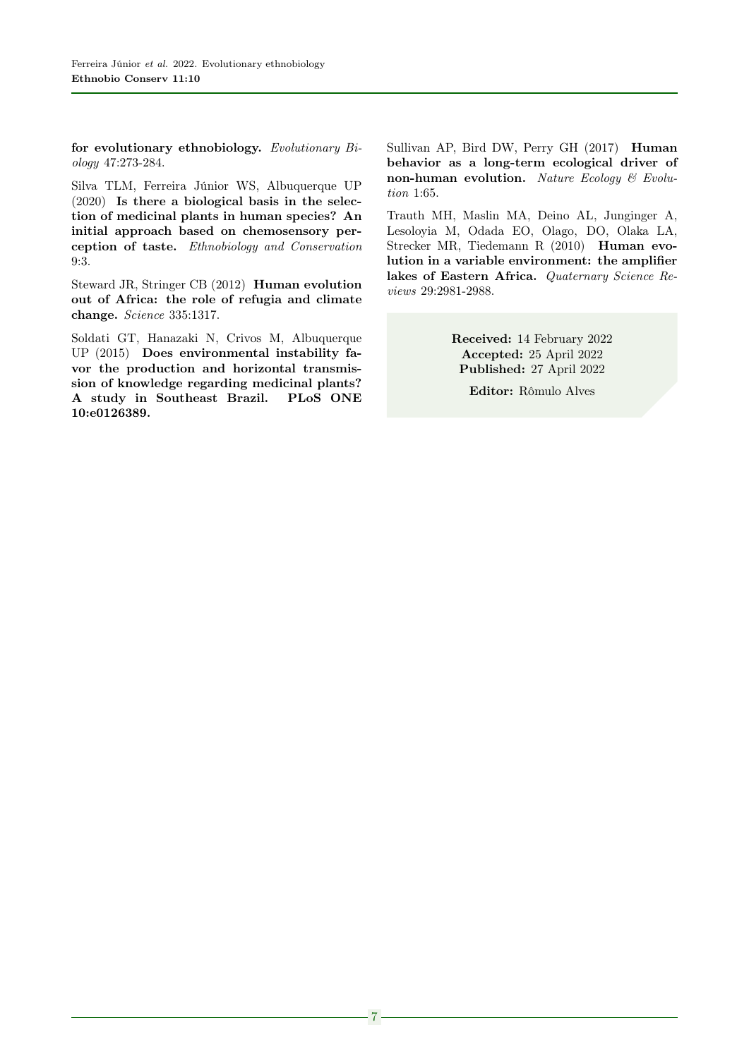**for evolutionary ethnobiology.** *Evolutionary Biology* 47:273-284.

Silva TLM, Ferreira Júnior WS, Albuquerque UP (2020) **Is there a biological basis in the selection of medicinal plants in human species? An initial approach based on chemosensory perception of taste.** *Ethnobiology and Conservation* 9:3.

Steward JR, Stringer CB (2012) **Human evolution out of Africa: the role of refugia and climate change.** *Science* 335:1317.

Soldati GT, Hanazaki N, Crivos M, Albuquerque UP (2015) **Does environmental instability favor the production and horizontal transmission of knowledge regarding medicinal plants? A study in Southeast Brazil. PLoS ONE 10:e0126389.**

Sullivan AP, Bird DW, Perry GH (2017) **Human behavior as a long-term ecological driver of non-human evolution.** *Nature Ecology & Evolution* 1:65.

Trauth MH, Maslin MA, Deino AL, Junginger A, Lesoloyia M, Odada EO, Olago, DO, Olaka LA, Strecker MR, Tiedemann R (2010) **Human evolution in a variable environment: the amplifier lakes of Eastern Africa.** *Quaternary Science Reviews* 29:2981-2988.

**Received:** 14 February 2022
**Accepted:** 25 April 2022
**Published:** 27 April 2022

**Editor:** Rômulo Alves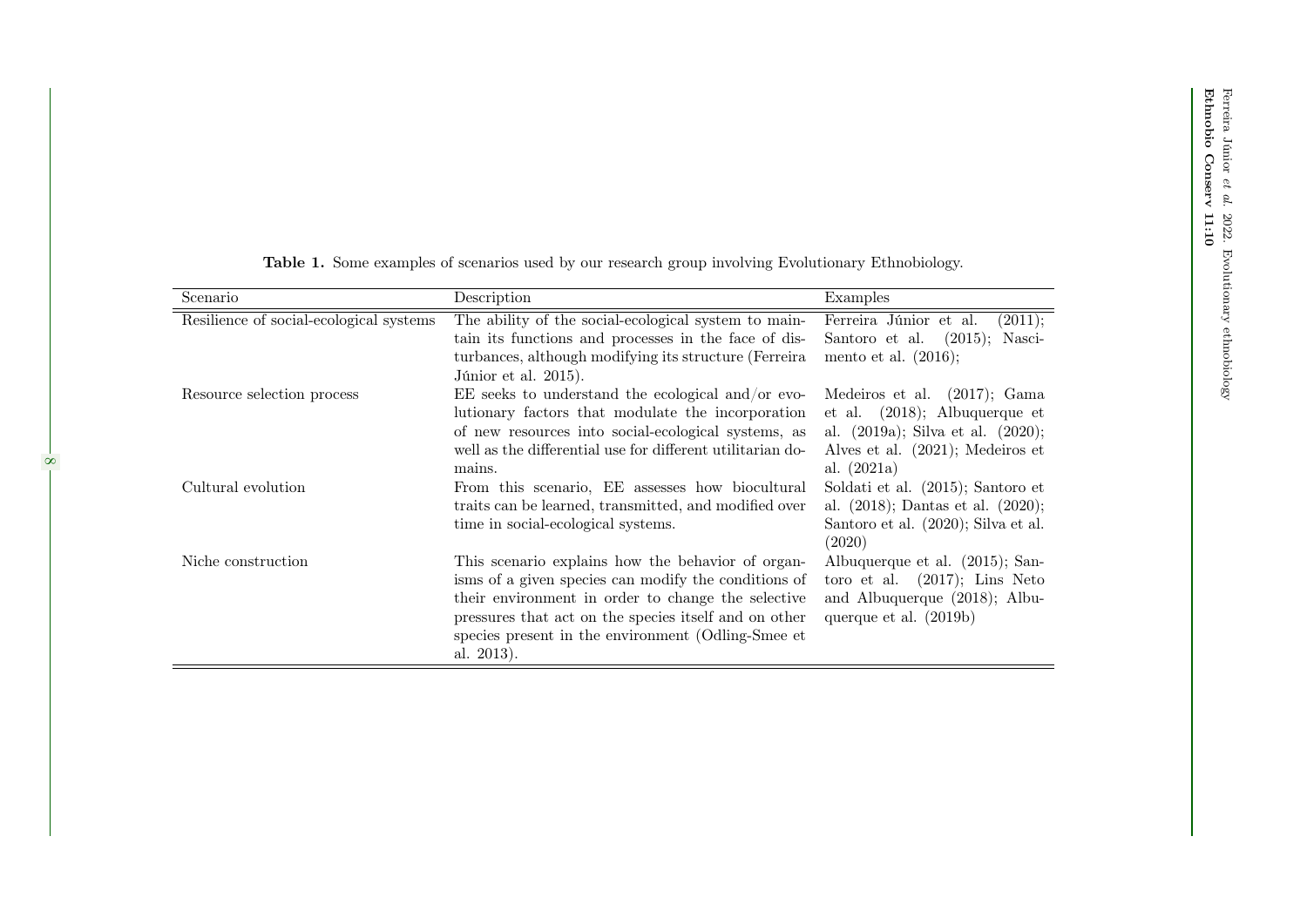**Table 1.** Some examples of scenarios used by our research group involving Evolutionary Ethnobiology.

| Scenario | Description | Examples |
|---|---|---|
| Resilience of social-ecological systems | The ability of the social-ecological system to maintain its functions and processes in the face of disturbances, although modifying its structure (Ferreira Júnior et al. 2015). | Ferreira Júnior et al. (2011); Santoro et al. (2015); Nascimento et al. (2016); |
| Resource selection process | EE seeks to understand the ecological and/or evolutionary factors that modulate the incorporation of new resources into social-ecological systems, as well as the differential use for different utilitarian domains. | Medeiros et al. (2017); Gama et al. (2018); Albuquerque et al. (2019a); Silva et al. (2020); Alves et al. (2021); Medeiros et al. (2021a) |
| Cultural evolution | From this scenario, EE assesses how biocultural traits can be learned, transmitted, and modified over time in social-ecological systems. | Soldati et al. (2015); Santoro et al. (2018); Dantas et al. (2020); Santoro et al. (2020); Silva et al. (2020) |
| Niche construction | This scenario explains how the behavior of organisms of a given species can modify the conditions of their environment in order to change the selective pressures that act on the species itself and on other species present in the environment (Odling-Smee et al. 2013). | Albuquerque et al. (2015); Santoro et al. (2017); Lins Neto and Albuquerque (2018); Albuquerque et al. (2019b) |